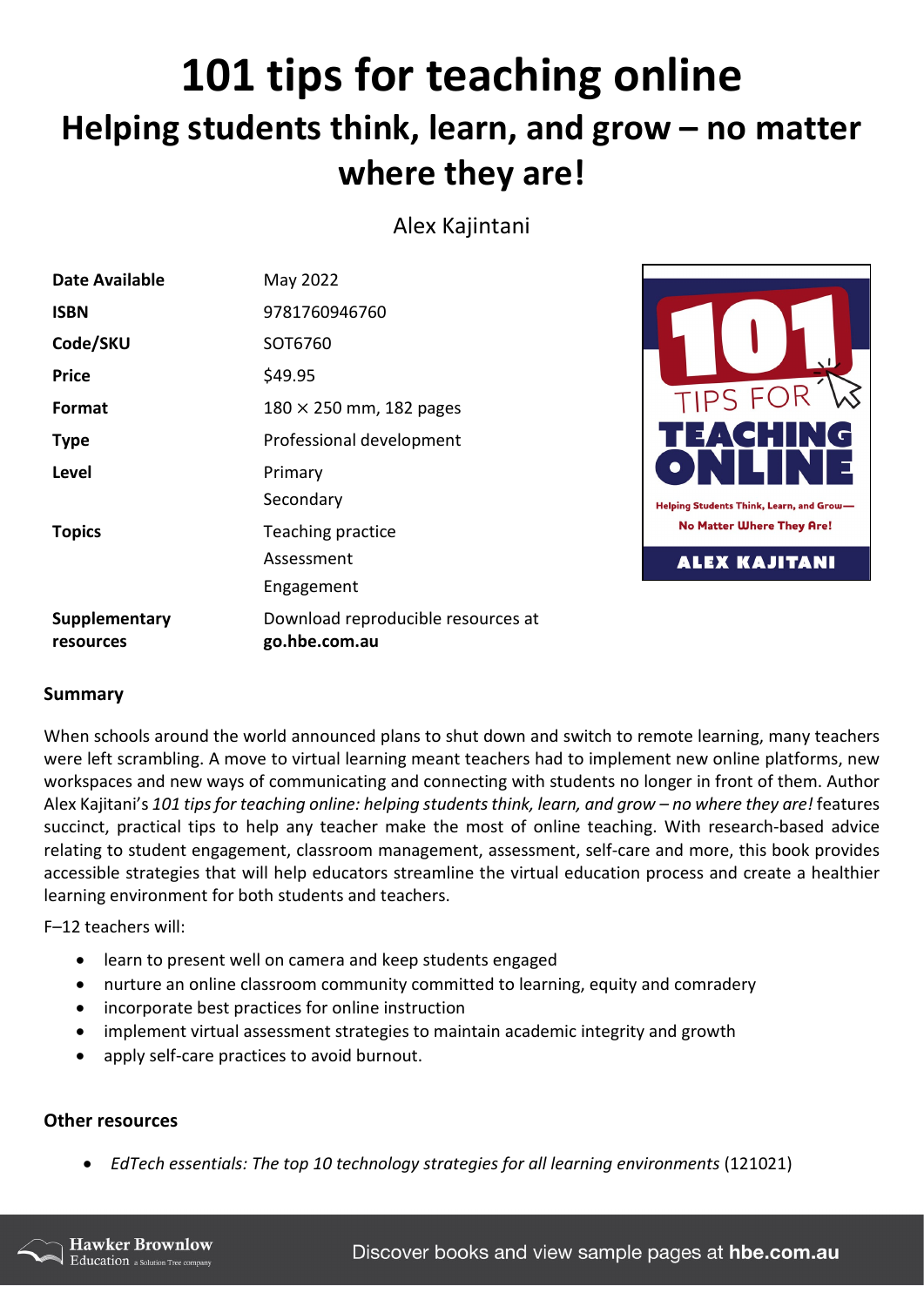# 101 tips for teaching online

## Helping students think, learn, and grow – no matter where they are!

Alex Kajintani

| | |
|---|---|
| **Date Available** | May 2022 |
| **ISBN** | 9781760946760 |
| **Code/SKU** | SOT6760 |
| **Price** | $49.95 |
| **Format** | 180 × 250 mm, 182 pages |
| **Type** | Professional development |
| **Level** | Primary<br>Secondary |
| **Topics** | Teaching practice<br>Assessment<br>Engagement |
| **Supplementary resources** | Download reproducible resources at **go.hbe.com.au** |

### Summary

When schools around the world announced plans to shut down and switch to remote learning, many teachers were left scrambling. A move to virtual learning meant teachers had to implement new online platforms, new workspaces and new ways of communicating and connecting with students no longer in front of them. Author Alex Kajitani's *101 tips for teaching online: helping students think, learn, and grow – no where they are!* features succinct, practical tips to help any teacher make the most of online teaching. With research-based advice relating to student engagement, classroom management, assessment, self-care and more, this book provides accessible strategies that will help educators streamline the virtual education process and create a healthier learning environment for both students and teachers.

F–12 teachers will:

- learn to present well on camera and keep students engaged
- nurture an online classroom community committed to learning, equity and comradery
- incorporate best practices for online instruction
- implement virtual assessment strategies to maintain academic integrity and growth
- apply self-care practices to avoid burnout.

### Other resources

- *EdTech essentials: The top 10 technology strategies for all learning environments* (121021)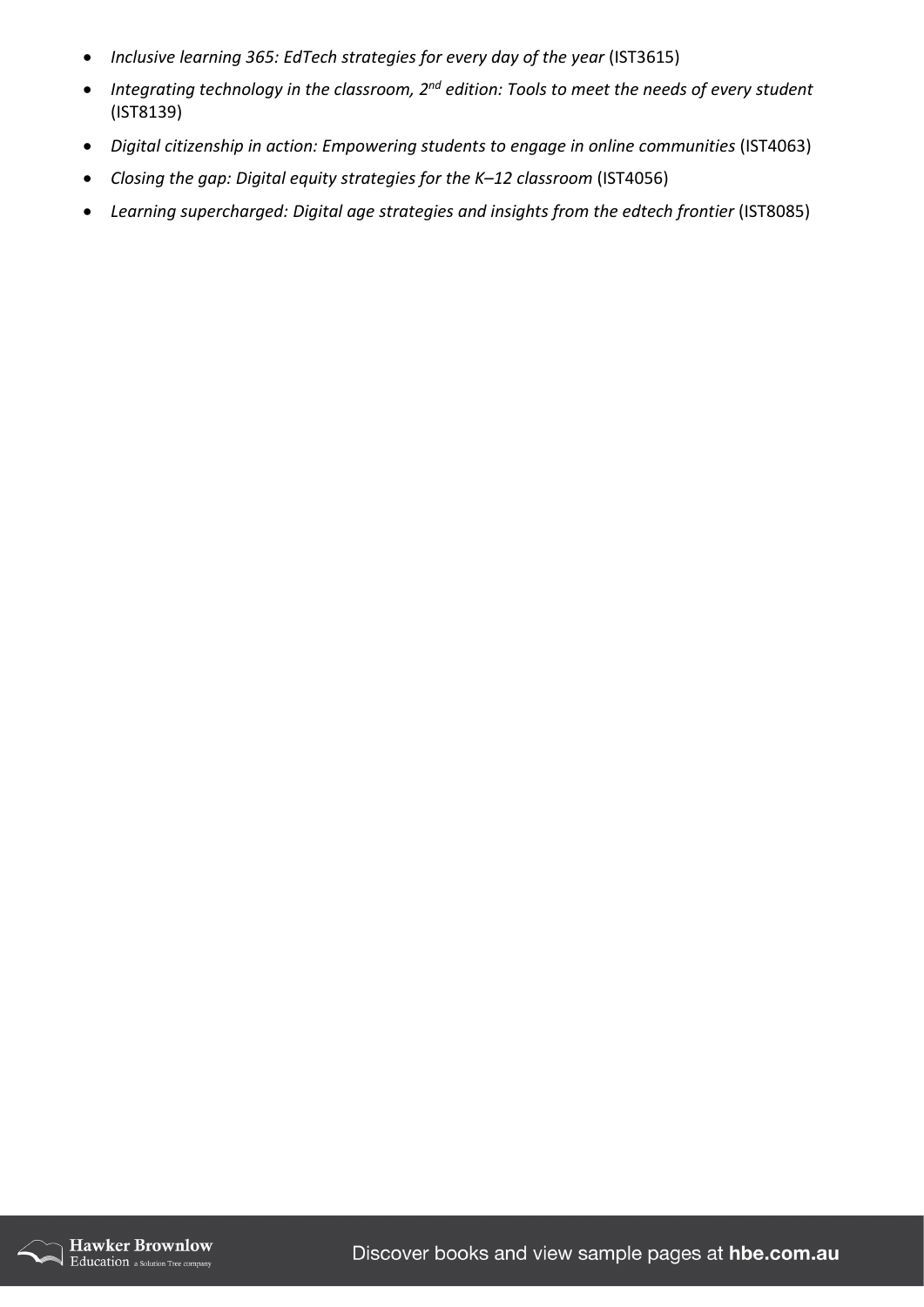- *Inclusive learning 365: EdTech strategies for every day of the year* (IST3615)
- *Integrating technology in the classroom, 2nd edition: Tools to meet the needs of every student* (IST8139)
- *Digital citizenship in action: Empowering students to engage in online communities* (IST4063)
- *Closing the gap: Digital equity strategies for the K–12 classroom* (IST4056)
- *Learning supercharged: Digital age strategies and insights from the edtech frontier* (IST8085)